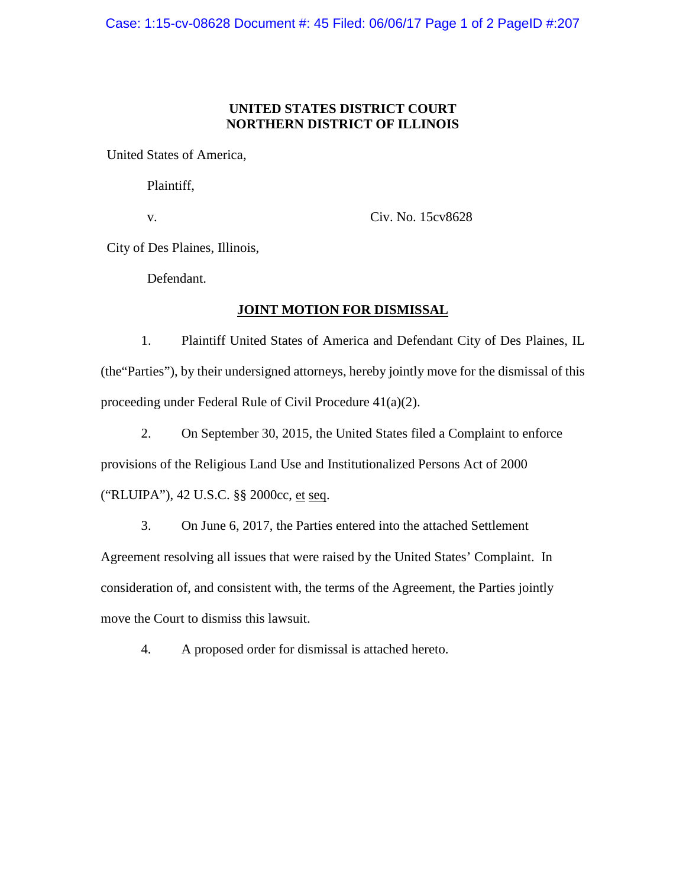**UNITED STATES DISTRICT COURT**
**NORTHERN DISTRICT OF ILLINOIS**

United States of America,

Plaintiff,

v. Civ. No. 15cv8628

City of Des Plaines, Illinois,

Defendant.

## JOINT MOTION FOR DISMISSAL

1. Plaintiff United States of America and Defendant City of Des Plaines, IL (the"Parties"), by their undersigned attorneys, hereby jointly move for the dismissal of this proceeding under Federal Rule of Civil Procedure 41(a)(2).

2. On September 30, 2015, the United States filed a Complaint to enforce provisions of the Religious Land Use and Institutionalized Persons Act of 2000 ("RLUIPA"), 42 U.S.C. §§ 2000cc, et seq.

3. On June 6, 2017, the Parties entered into the attached Settlement Agreement resolving all issues that were raised by the United States' Complaint. In consideration of, and consistent with, the terms of the Agreement, the Parties jointly move the Court to dismiss this lawsuit.

4. A proposed order for dismissal is attached hereto.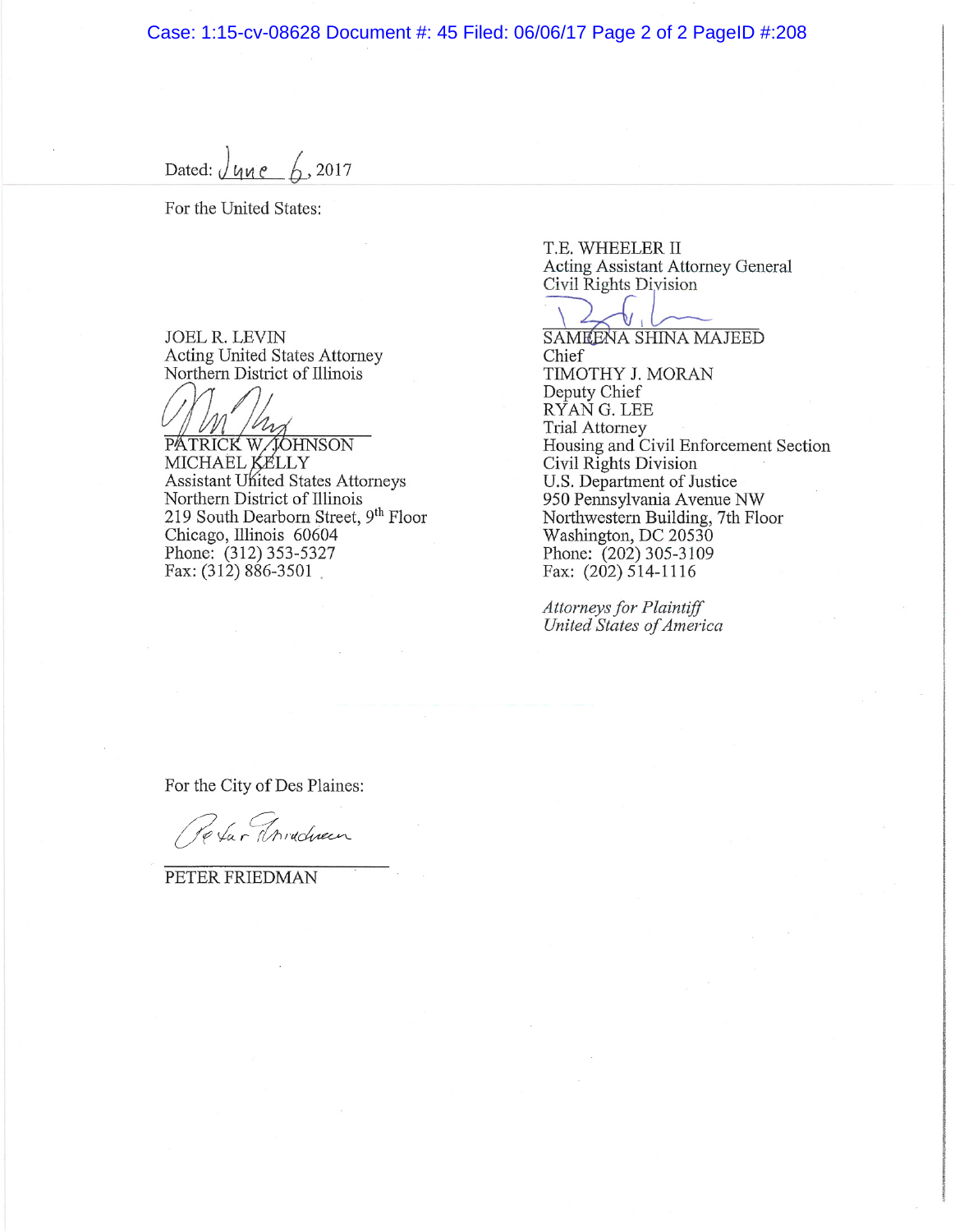Dated: June 6, 2017

For the United States:

JOEL R. LEVIN
Acting United States Attorney
Northern District of Illinois

PATRICK W. JOHNSON
MICHAEL KELLY
Assistant United States Attorneys
Northern District of Illinois
219 South Dearborn Street, 9th Floor
Chicago, Illinois 60604
Phone: (312) 353-5327
Fax: (312) 886-3501

T.E. WHEELER II
Acting Assistant Attorney General
Civil Rights Division

SAMEENA SHINA MAJEED
Chief
TIMOTHY J. MORAN
Deputy Chief
RYAN G. LEE
Trial Attorney
Housing and Civil Enforcement Section
Civil Rights Division
U.S. Department of Justice
950 Pennsylvania Avenue NW
Northwestern Building, 7th Floor
Washington, DC 20530
Phone: (202) 305-3109
Fax: (202) 514-1116

*Attorneys for Plaintiff*
*United States of America*

For the City of Des Plaines:

PETER FRIEDMAN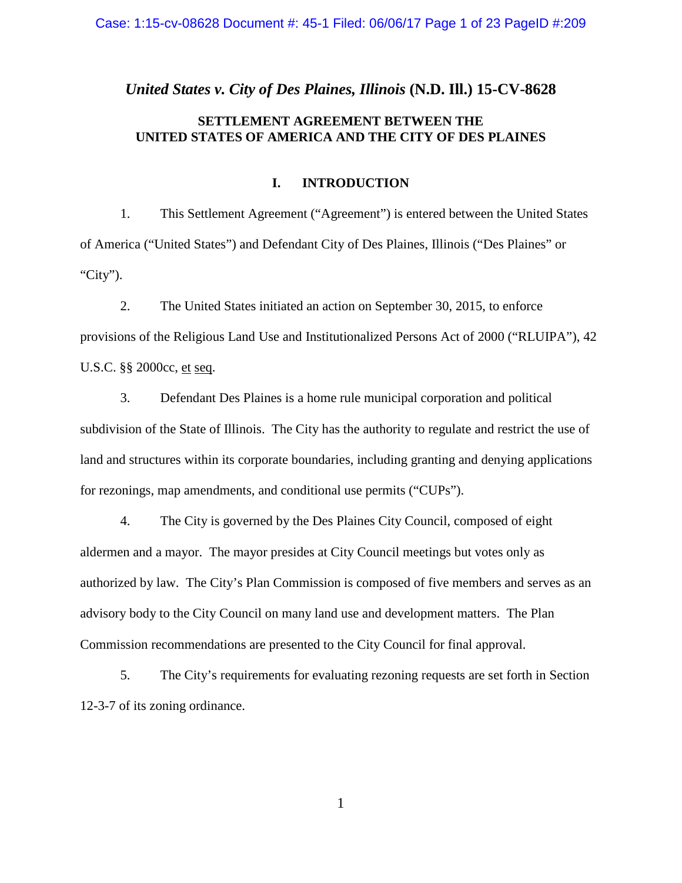*United States v. City of Des Plaines, Illinois* **(N.D. Ill.) 15-CV-8628**

**SETTLEMENT AGREEMENT BETWEEN THE UNITED STATES OF AMERICA AND THE CITY OF DES PLAINES**

## I. INTRODUCTION

1. This Settlement Agreement ("Agreement") is entered between the United States of America ("United States") and Defendant City of Des Plaines, Illinois ("Des Plaines" or "City").

2. The United States initiated an action on September 30, 2015, to enforce provisions of the Religious Land Use and Institutionalized Persons Act of 2000 ("RLUIPA"), 42 U.S.C. §§ 2000cc, et seq.

3. Defendant Des Plaines is a home rule municipal corporation and political subdivision of the State of Illinois. The City has the authority to regulate and restrict the use of land and structures within its corporate boundaries, including granting and denying applications for rezonings, map amendments, and conditional use permits ("CUPs").

4. The City is governed by the Des Plaines City Council, composed of eight aldermen and a mayor. The mayor presides at City Council meetings but votes only as authorized by law. The City's Plan Commission is composed of five members and serves as an advisory body to the City Council on many land use and development matters. The Plan Commission recommendations are presented to the City Council for final approval.

5. The City's requirements for evaluating rezoning requests are set forth in Section 12-3-7 of its zoning ordinance.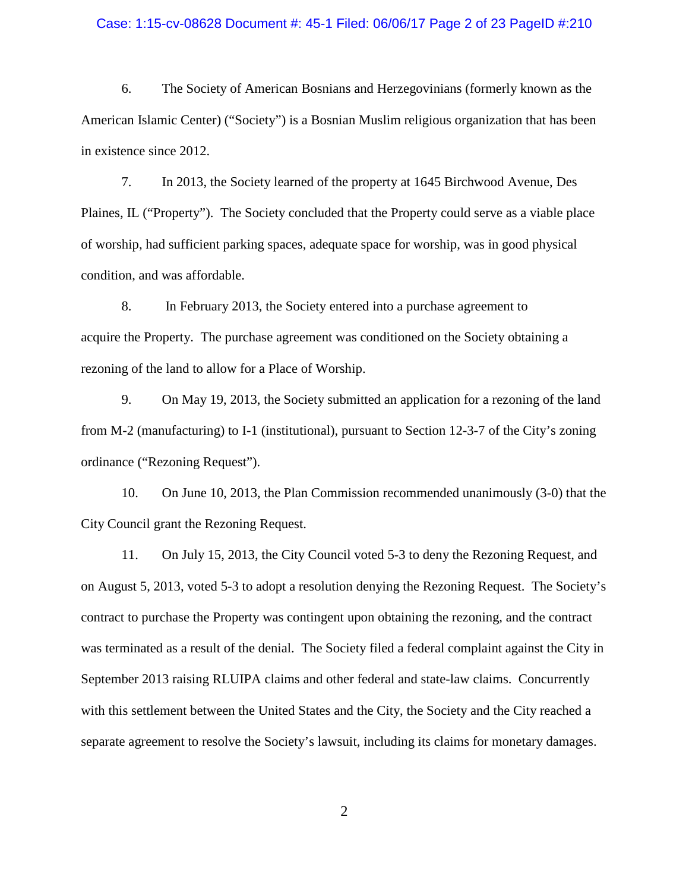6. The Society of American Bosnians and Herzegovinians (formerly known as the American Islamic Center) ("Society") is a Bosnian Muslim religious organization that has been in existence since 2012.

7. In 2013, the Society learned of the property at 1645 Birchwood Avenue, Des Plaines, IL ("Property"). The Society concluded that the Property could serve as a viable place of worship, had sufficient parking spaces, adequate space for worship, was in good physical condition, and was affordable.

8. In February 2013, the Society entered into a purchase agreement to acquire the Property. The purchase agreement was conditioned on the Society obtaining a rezoning of the land to allow for a Place of Worship.

9. On May 19, 2013, the Society submitted an application for a rezoning of the land from M-2 (manufacturing) to I-1 (institutional), pursuant to Section 12-3-7 of the City's zoning ordinance ("Rezoning Request").

10. On June 10, 2013, the Plan Commission recommended unanimously (3-0) that the City Council grant the Rezoning Request.

11. On July 15, 2013, the City Council voted 5-3 to deny the Rezoning Request, and on August 5, 2013, voted 5-3 to adopt a resolution denying the Rezoning Request. The Society's contract to purchase the Property was contingent upon obtaining the rezoning, and the contract was terminated as a result of the denial. The Society filed a federal complaint against the City in September 2013 raising RLUIPA claims and other federal and state-law claims. Concurrently with this settlement between the United States and the City, the Society and the City reached a separate agreement to resolve the Society's lawsuit, including its claims for monetary damages.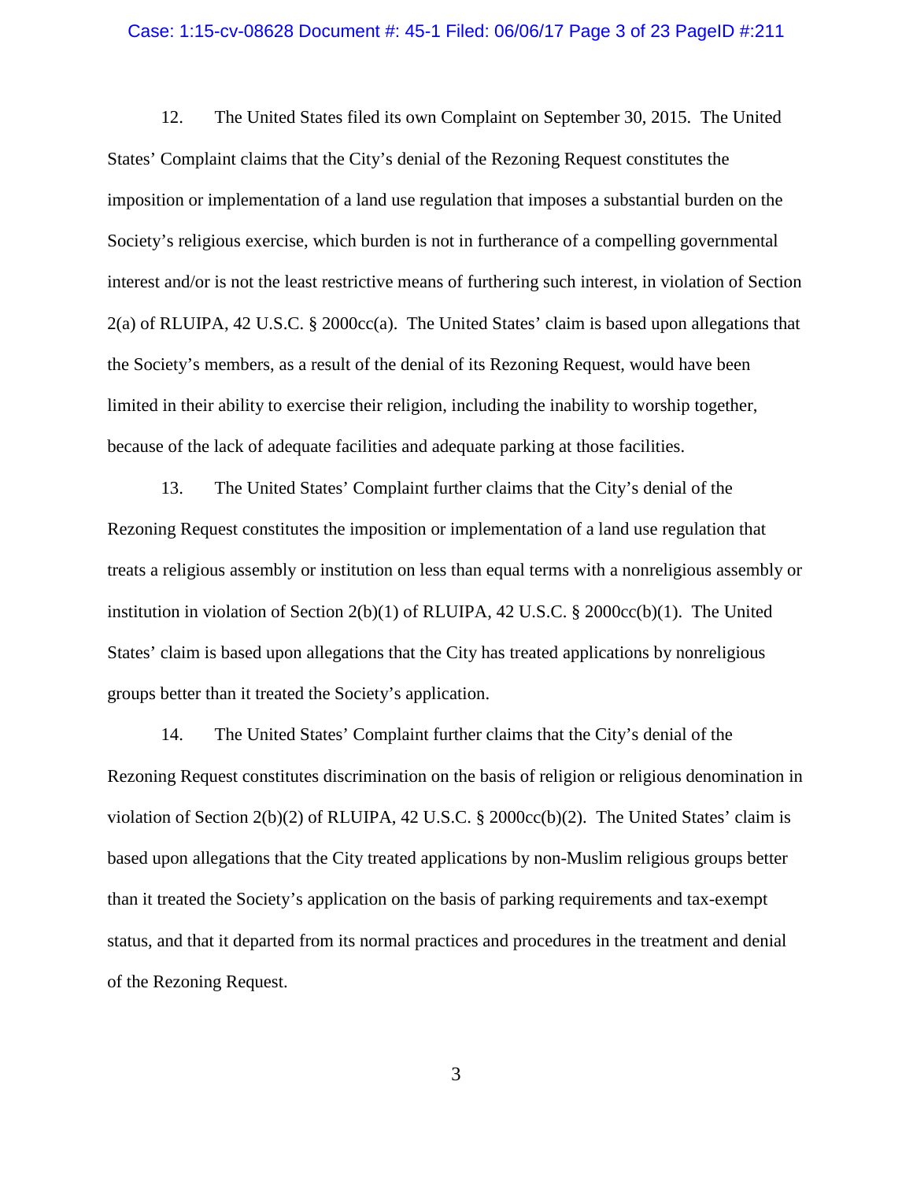12. The United States filed its own Complaint on September 30, 2015. The United States' Complaint claims that the City's denial of the Rezoning Request constitutes the imposition or implementation of a land use regulation that imposes a substantial burden on the Society's religious exercise, which burden is not in furtherance of a compelling governmental interest and/or is not the least restrictive means of furthering such interest, in violation of Section 2(a) of RLUIPA, 42 U.S.C. § 2000cc(a). The United States' claim is based upon allegations that the Society's members, as a result of the denial of its Rezoning Request, would have been limited in their ability to exercise their religion, including the inability to worship together, because of the lack of adequate facilities and adequate parking at those facilities.

13. The United States' Complaint further claims that the City's denial of the Rezoning Request constitutes the imposition or implementation of a land use regulation that treats a religious assembly or institution on less than equal terms with a nonreligious assembly or institution in violation of Section 2(b)(1) of RLUIPA, 42 U.S.C. § 2000cc(b)(1). The United States' claim is based upon allegations that the City has treated applications by nonreligious groups better than it treated the Society's application.

14. The United States' Complaint further claims that the City's denial of the Rezoning Request constitutes discrimination on the basis of religion or religious denomination in violation of Section 2(b)(2) of RLUIPA, 42 U.S.C. § 2000cc(b)(2). The United States' claim is based upon allegations that the City treated applications by non-Muslim religious groups better than it treated the Society's application on the basis of parking requirements and tax-exempt status, and that it departed from its normal practices and procedures in the treatment and denial of the Rezoning Request.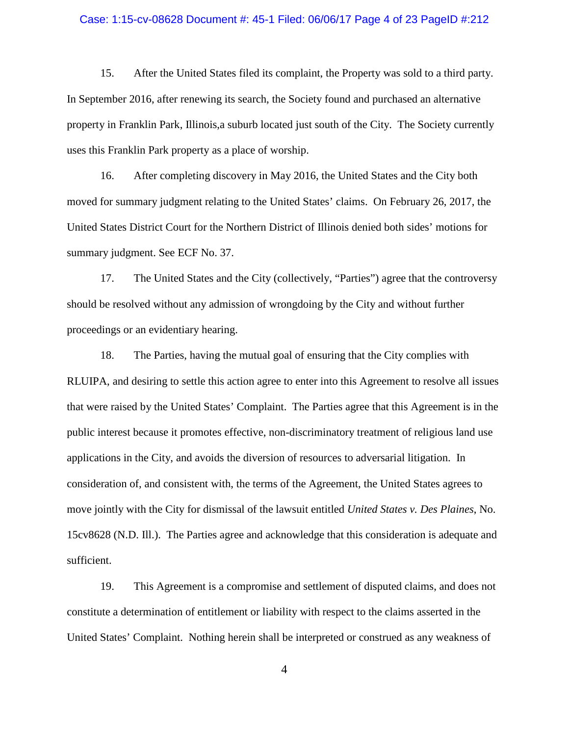15. After the United States filed its complaint, the Property was sold to a third party. In September 2016, after renewing its search, the Society found and purchased an alternative property in Franklin Park, Illinois,a suburb located just south of the City. The Society currently uses this Franklin Park property as a place of worship.

16. After completing discovery in May 2016, the United States and the City both moved for summary judgment relating to the United States' claims. On February 26, 2017, the United States District Court for the Northern District of Illinois denied both sides' motions for summary judgment. See ECF No. 37.

17. The United States and the City (collectively, "Parties") agree that the controversy should be resolved without any admission of wrongdoing by the City and without further proceedings or an evidentiary hearing.

18. The Parties, having the mutual goal of ensuring that the City complies with RLUIPA, and desiring to settle this action agree to enter into this Agreement to resolve all issues that were raised by the United States' Complaint. The Parties agree that this Agreement is in the public interest because it promotes effective, non-discriminatory treatment of religious land use applications in the City, and avoids the diversion of resources to adversarial litigation. In consideration of, and consistent with, the terms of the Agreement, the United States agrees to move jointly with the City for dismissal of the lawsuit entitled *United States v. Des Plaines*, No. 15cv8628 (N.D. Ill.). The Parties agree and acknowledge that this consideration is adequate and sufficient.

19. This Agreement is a compromise and settlement of disputed claims, and does not constitute a determination of entitlement or liability with respect to the claims asserted in the United States' Complaint. Nothing herein shall be interpreted or construed as any weakness of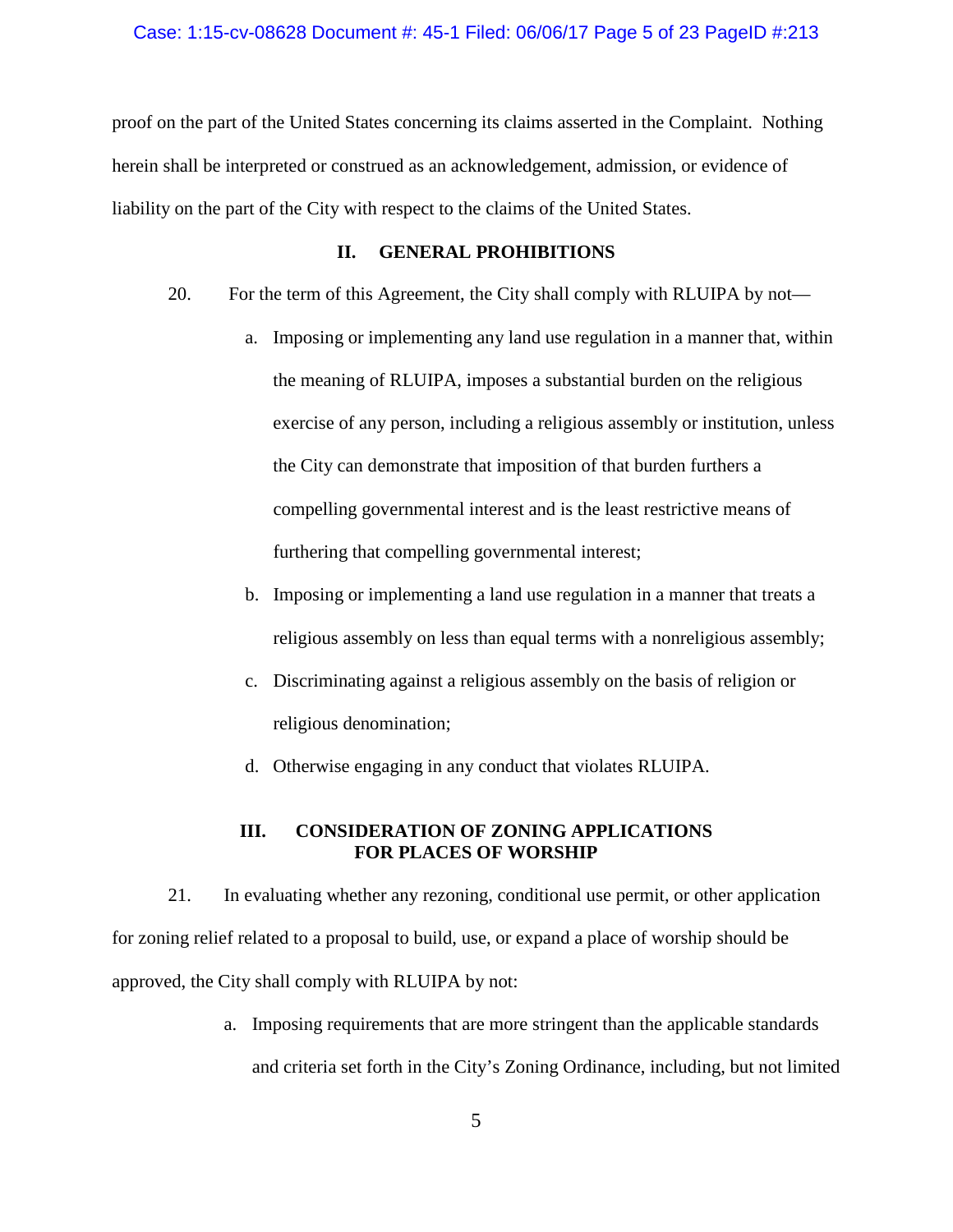proof on the part of the United States concerning its claims asserted in the Complaint. Nothing herein shall be interpreted or construed as an acknowledgement, admission, or evidence of liability on the part of the City with respect to the claims of the United States.

## II. GENERAL PROHIBITIONS

20. For the term of this Agreement, the City shall comply with RLUIPA by not—

   a. Imposing or implementing any land use regulation in a manner that, within the meaning of RLUIPA, imposes a substantial burden on the religious exercise of any person, including a religious assembly or institution, unless the City can demonstrate that imposition of that burden furthers a compelling governmental interest and is the least restrictive means of furthering that compelling governmental interest;

   b. Imposing or implementing a land use regulation in a manner that treats a religious assembly on less than equal terms with a nonreligious assembly;

   c. Discriminating against a religious assembly on the basis of religion or religious denomination;

   d. Otherwise engaging in any conduct that violates RLUIPA.

## III. CONSIDERATION OF ZONING APPLICATIONS FOR PLACES OF WORSHIP

21. In evaluating whether any rezoning, conditional use permit, or other application for zoning relief related to a proposal to build, use, or expand a place of worship should be approved, the City shall comply with RLUIPA by not:

   a. Imposing requirements that are more stringent than the applicable standards and criteria set forth in the City's Zoning Ordinance, including, but not limited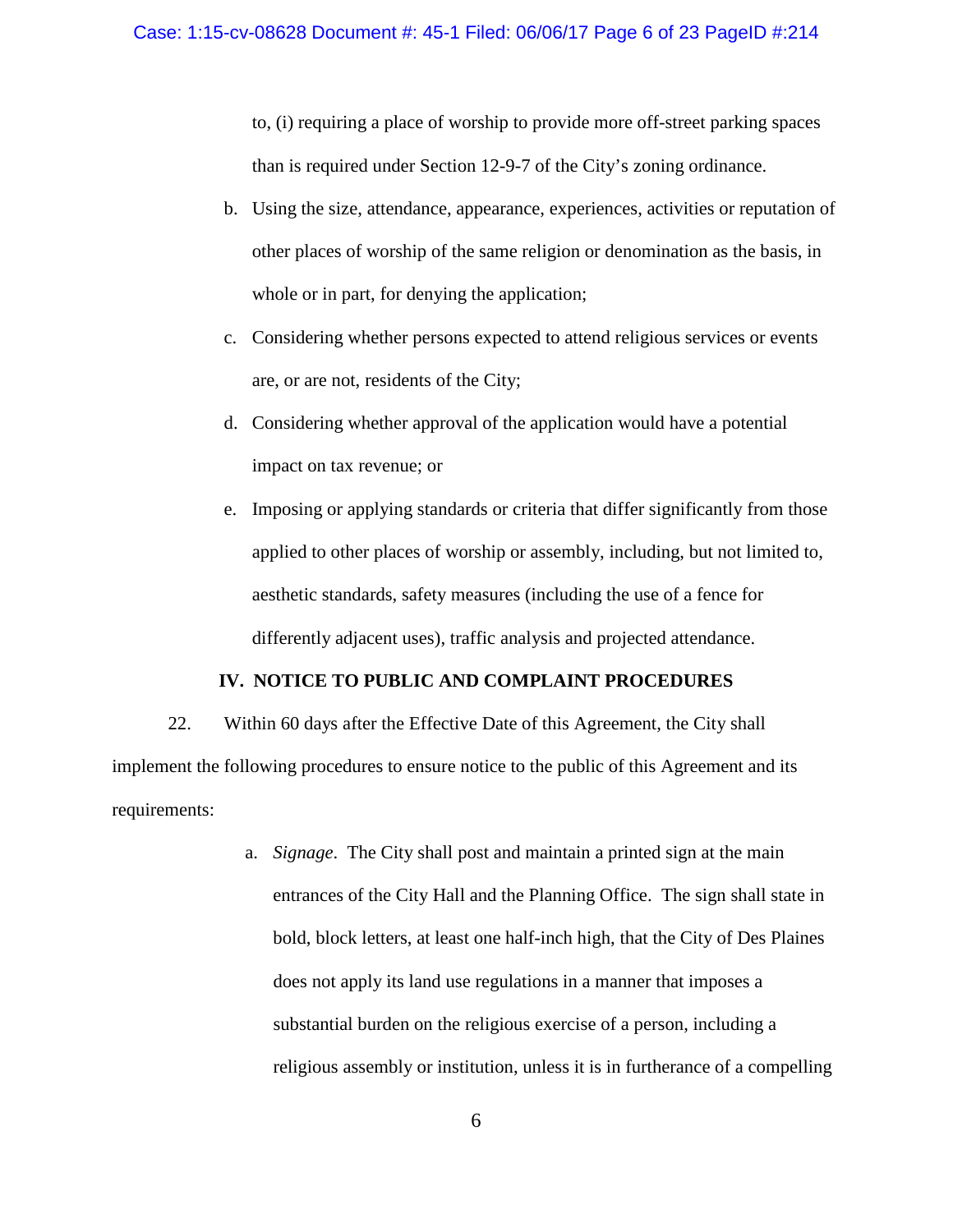to, (i) requiring a place of worship to provide more off-street parking spaces than is required under Section 12-9-7 of the City's zoning ordinance.

b. Using the size, attendance, appearance, experiences, activities or reputation of other places of worship of the same religion or denomination as the basis, in whole or in part, for denying the application;

c. Considering whether persons expected to attend religious services or events are, or are not, residents of the City;

d. Considering whether approval of the application would have a potential impact on tax revenue; or

e. Imposing or applying standards or criteria that differ significantly from those applied to other places of worship or assembly, including, but not limited to, aesthetic standards, safety measures (including the use of a fence for differently adjacent uses), traffic analysis and projected attendance.

## IV. NOTICE TO PUBLIC AND COMPLAINT PROCEDURES

22. Within 60 days after the Effective Date of this Agreement, the City shall implement the following procedures to ensure notice to the public of this Agreement and its requirements:

a. *Signage*. The City shall post and maintain a printed sign at the main entrances of the City Hall and the Planning Office. The sign shall state in bold, block letters, at least one half-inch high, that the City of Des Plaines does not apply its land use regulations in a manner that imposes a substantial burden on the religious exercise of a person, including a religious assembly or institution, unless it is in furtherance of a compelling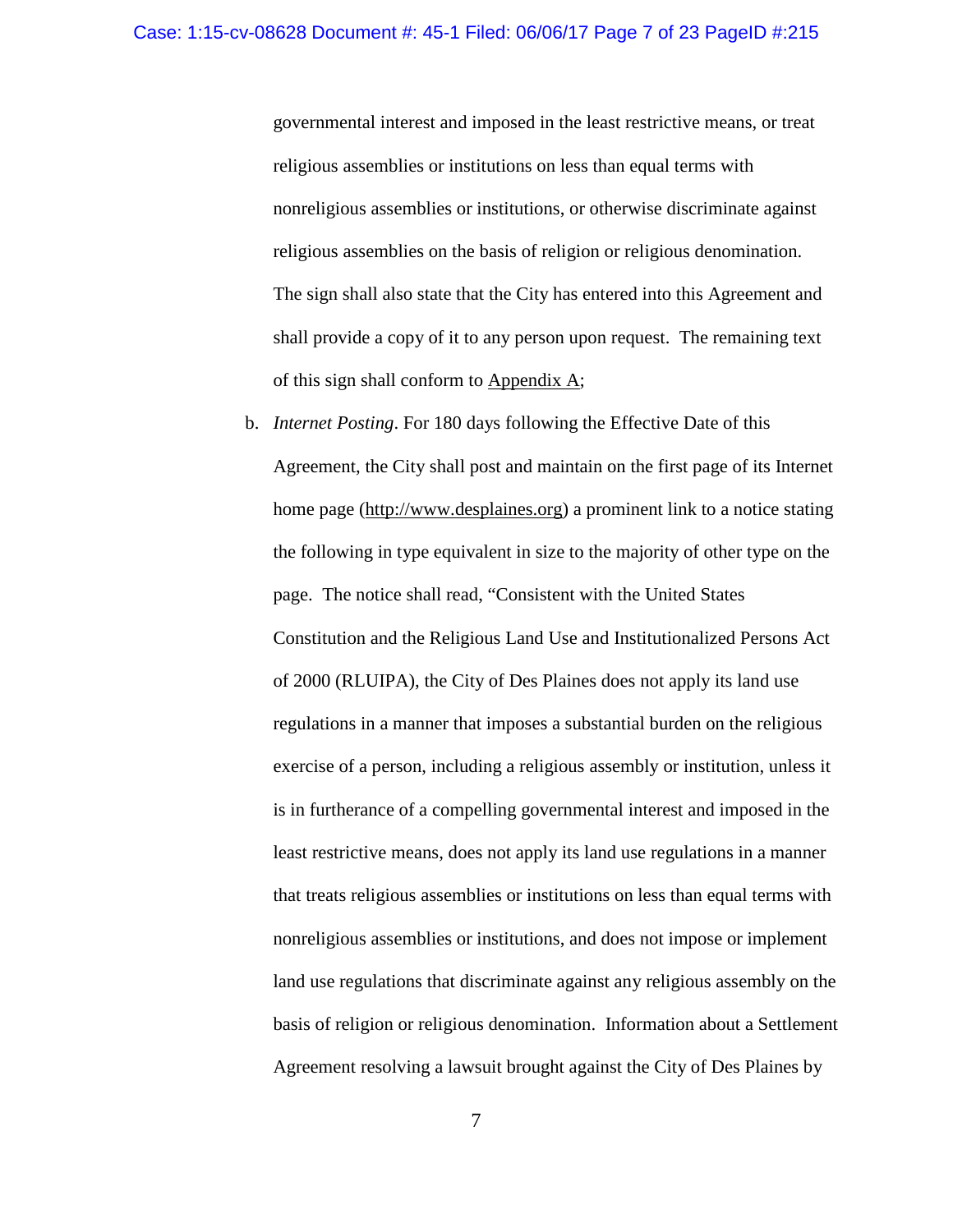governmental interest and imposed in the least restrictive means, or treat religious assemblies or institutions on less than equal terms with nonreligious assemblies or institutions, or otherwise discriminate against religious assemblies on the basis of religion or religious denomination. The sign shall also state that the City has entered into this Agreement and shall provide a copy of it to any person upon request. The remaining text of this sign shall conform to Appendix A;

b. *Internet Posting*. For 180 days following the Effective Date of this Agreement, the City shall post and maintain on the first page of its Internet home page (http://www.desplaines.org) a prominent link to a notice stating the following in type equivalent in size to the majority of other type on the page. The notice shall read, "Consistent with the United States Constitution and the Religious Land Use and Institutionalized Persons Act of 2000 (RLUIPA), the City of Des Plaines does not apply its land use regulations in a manner that imposes a substantial burden on the religious exercise of a person, including a religious assembly or institution, unless it is in furtherance of a compelling governmental interest and imposed in the least restrictive means, does not apply its land use regulations in a manner that treats religious assemblies or institutions on less than equal terms with nonreligious assemblies or institutions, and does not impose or implement land use regulations that discriminate against any religious assembly on the basis of religion or religious denomination. Information about a Settlement Agreement resolving a lawsuit brought against the City of Des Plaines by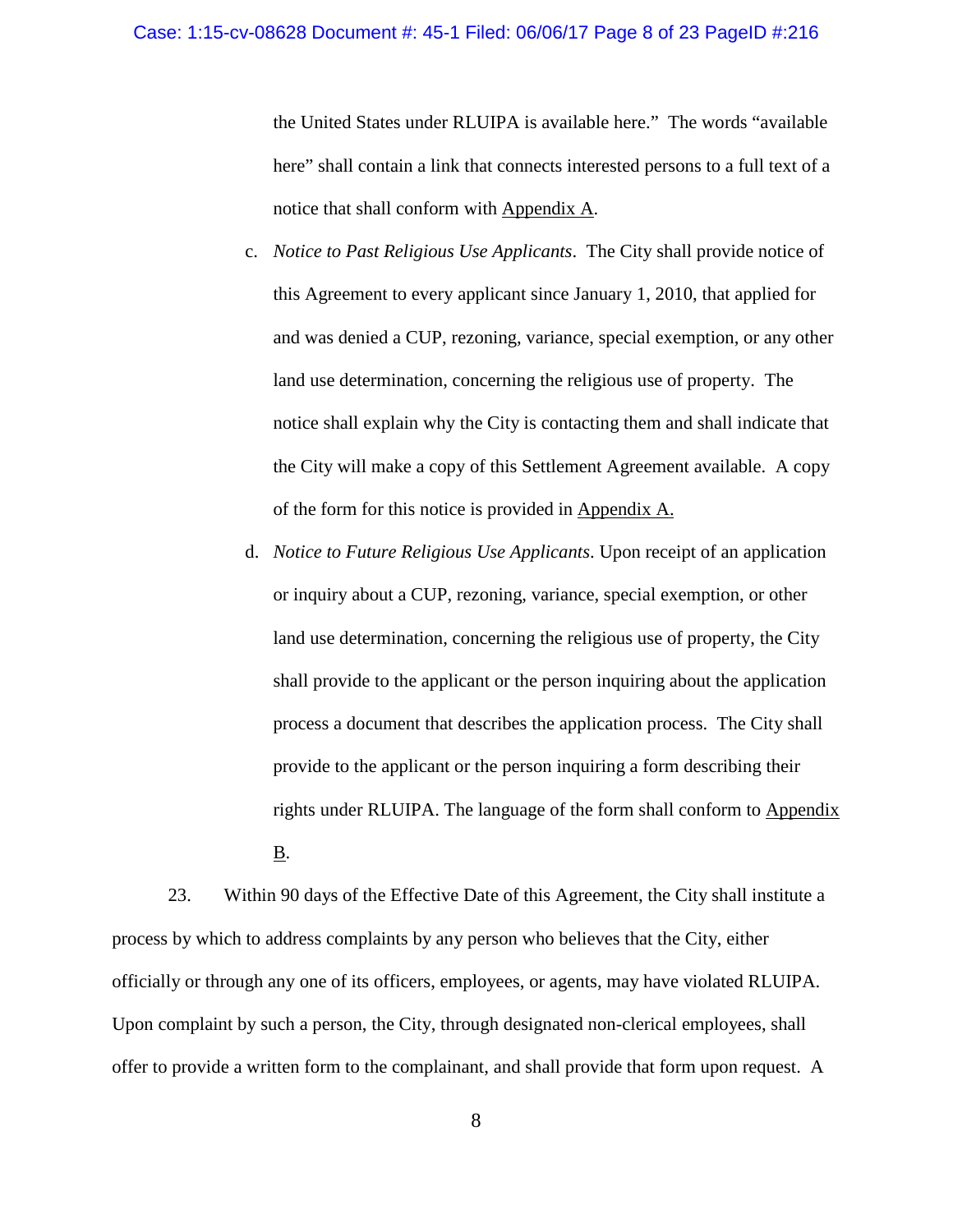the United States under RLUIPA is available here." The words "available here" shall contain a link that connects interested persons to a full text of a notice that shall conform with Appendix A.

c. *Notice to Past Religious Use Applicants*. The City shall provide notice of this Agreement to every applicant since January 1, 2010, that applied for and was denied a CUP, rezoning, variance, special exemption, or any other land use determination, concerning the religious use of property. The notice shall explain why the City is contacting them and shall indicate that the City will make a copy of this Settlement Agreement available. A copy of the form for this notice is provided in Appendix A.

d. *Notice to Future Religious Use Applicants*. Upon receipt of an application or inquiry about a CUP, rezoning, variance, special exemption, or other land use determination, concerning the religious use of property, the City shall provide to the applicant or the person inquiring about the application process a document that describes the application process. The City shall provide to the applicant or the person inquiring a form describing their rights under RLUIPA. The language of the form shall conform to Appendix B.

23. Within 90 days of the Effective Date of this Agreement, the City shall institute a process by which to address complaints by any person who believes that the City, either officially or through any one of its officers, employees, or agents, may have violated RLUIPA. Upon complaint by such a person, the City, through designated non-clerical employees, shall offer to provide a written form to the complainant, and shall provide that form upon request. A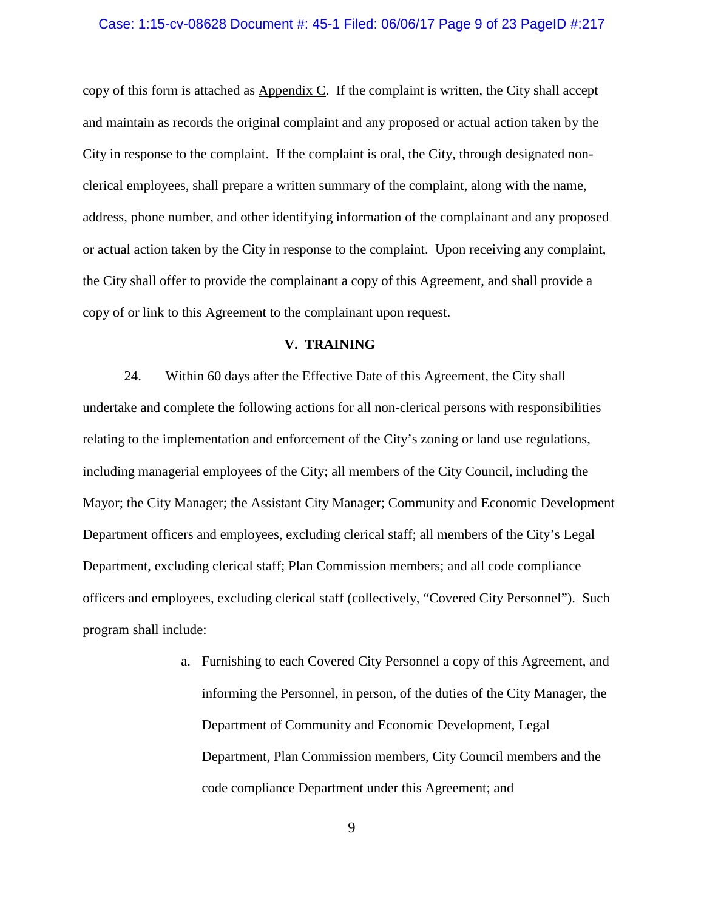copy of this form is attached as Appendix C. If the complaint is written, the City shall accept and maintain as records the original complaint and any proposed or actual action taken by the City in response to the complaint. If the complaint is oral, the City, through designated non-clerical employees, shall prepare a written summary of the complaint, along with the name, address, phone number, and other identifying information of the complainant and any proposed or actual action taken by the City in response to the complaint. Upon receiving any complaint, the City shall offer to provide the complainant a copy of this Agreement, and shall provide a copy of or link to this Agreement to the complainant upon request.

## V. TRAINING

24. Within 60 days after the Effective Date of this Agreement, the City shall undertake and complete the following actions for all non-clerical persons with responsibilities relating to the implementation and enforcement of the City's zoning or land use regulations, including managerial employees of the City; all members of the City Council, including the Mayor; the City Manager; the Assistant City Manager; Community and Economic Development Department officers and employees, excluding clerical staff; all members of the City's Legal Department, excluding clerical staff; Plan Commission members; and all code compliance officers and employees, excluding clerical staff (collectively, "Covered City Personnel"). Such program shall include:

a. Furnishing to each Covered City Personnel a copy of this Agreement, and informing the Personnel, in person, of the duties of the City Manager, the Department of Community and Economic Development, Legal Department, Plan Commission members, City Council members and the code compliance Department under this Agreement; and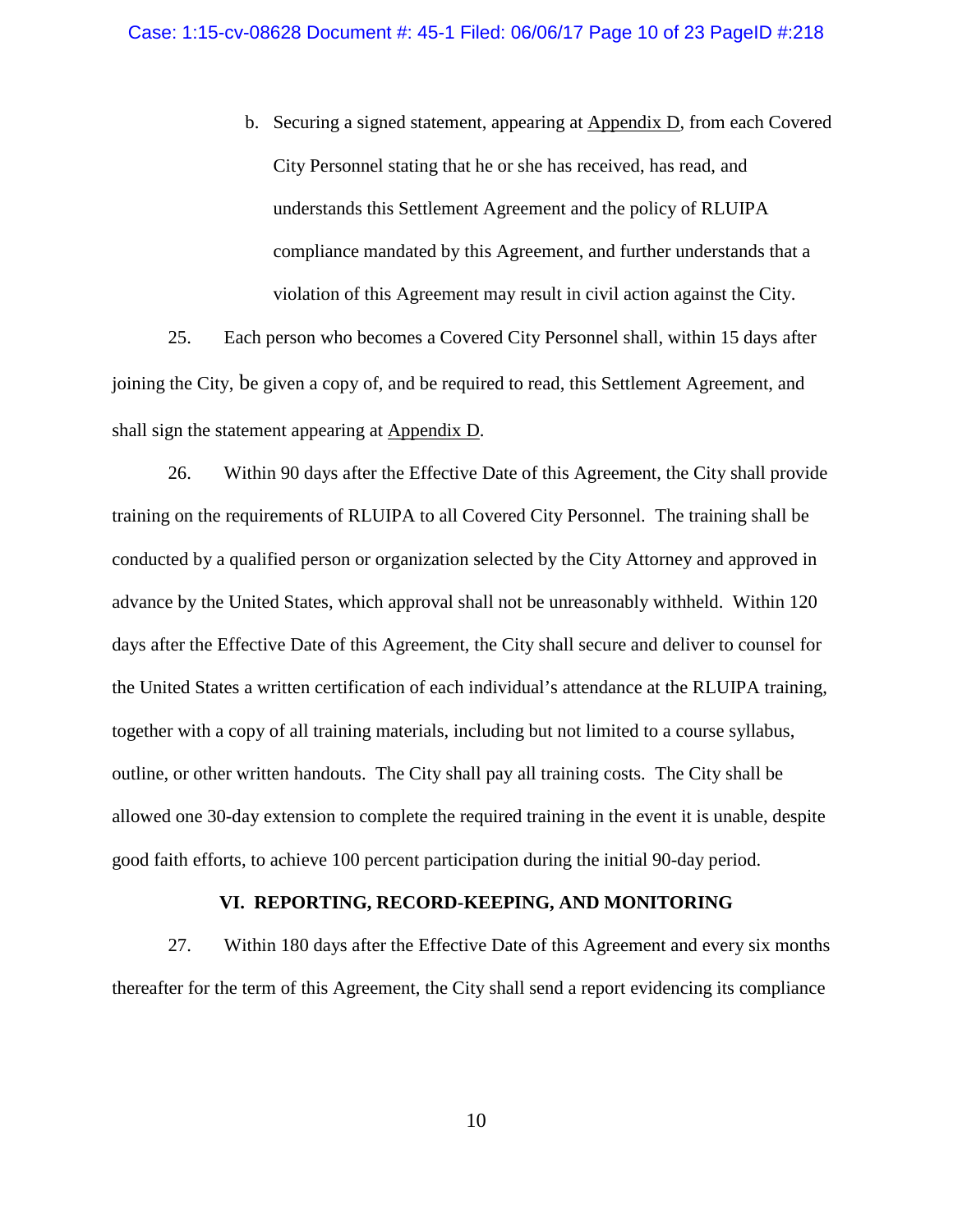b. Securing a signed statement, appearing at Appendix D, from each Covered City Personnel stating that he or she has received, has read, and understands this Settlement Agreement and the policy of RLUIPA compliance mandated by this Agreement, and further understands that a violation of this Agreement may result in civil action against the City.

25. Each person who becomes a Covered City Personnel shall, within 15 days after joining the City, be given a copy of, and be required to read, this Settlement Agreement, and shall sign the statement appearing at Appendix D.

26. Within 90 days after the Effective Date of this Agreement, the City shall provide training on the requirements of RLUIPA to all Covered City Personnel. The training shall be conducted by a qualified person or organization selected by the City Attorney and approved in advance by the United States, which approval shall not be unreasonably withheld. Within 120 days after the Effective Date of this Agreement, the City shall secure and deliver to counsel for the United States a written certification of each individual's attendance at the RLUIPA training, together with a copy of all training materials, including but not limited to a course syllabus, outline, or other written handouts. The City shall pay all training costs. The City shall be allowed one 30-day extension to complete the required training in the event it is unable, despite good faith efforts, to achieve 100 percent participation during the initial 90-day period.

## VI. REPORTING, RECORD-KEEPING, AND MONITORING

27. Within 180 days after the Effective Date of this Agreement and every six months thereafter for the term of this Agreement, the City shall send a report evidencing its compliance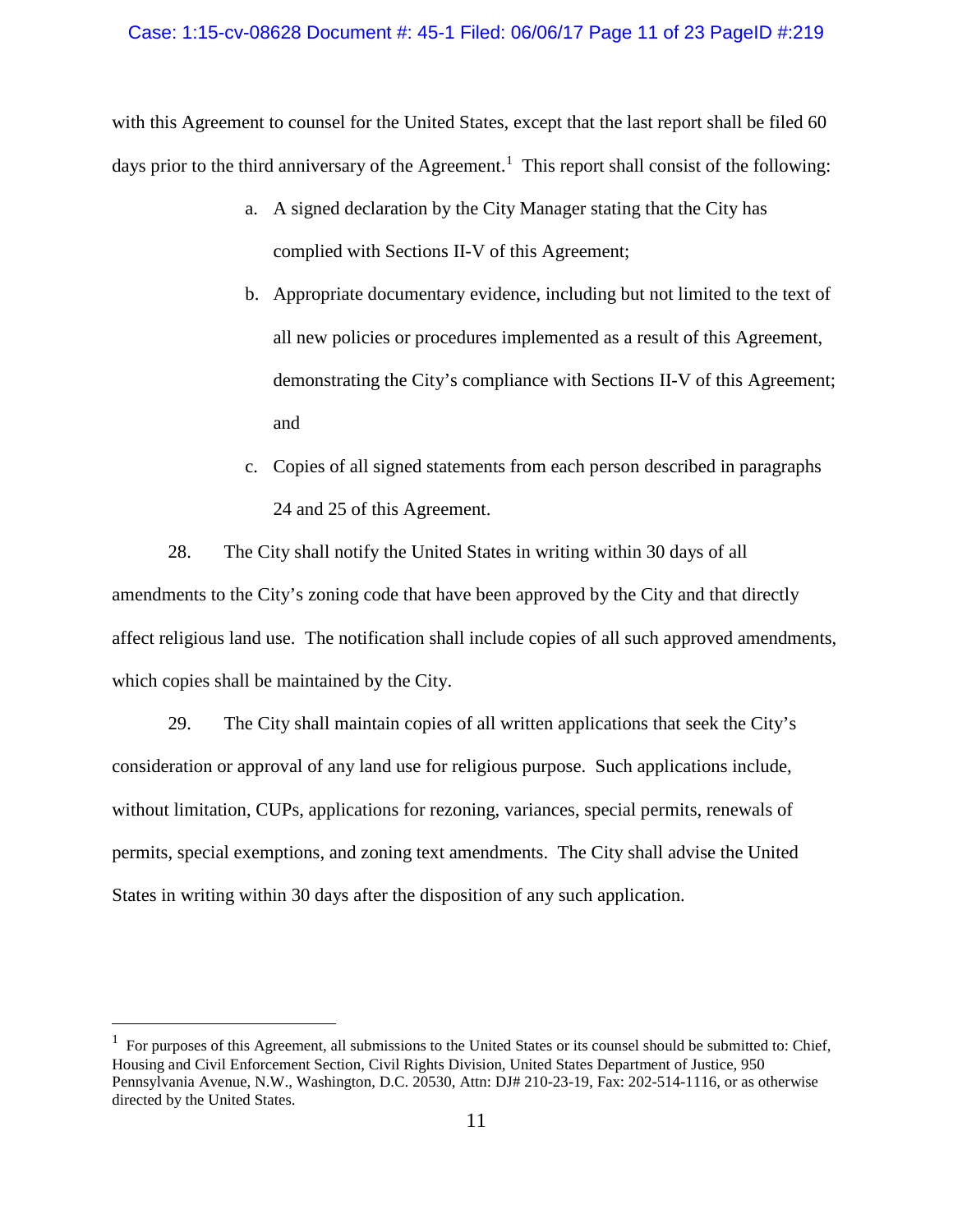with this Agreement to counsel for the United States, except that the last report shall be filed 60 days prior to the third anniversary of the Agreement.[1] This report shall consist of the following:

a. A signed declaration by the City Manager stating that the City has complied with Sections II-V of this Agreement;

b. Appropriate documentary evidence, including but not limited to the text of all new policies or procedures implemented as a result of this Agreement, demonstrating the City's compliance with Sections II-V of this Agreement; and

c. Copies of all signed statements from each person described in paragraphs 24 and 25 of this Agreement.

28. The City shall notify the United States in writing within 30 days of all amendments to the City's zoning code that have been approved by the City and that directly affect religious land use. The notification shall include copies of all such approved amendments, which copies shall be maintained by the City.

29. The City shall maintain copies of all written applications that seek the City's consideration or approval of any land use for religious purpose. Such applications include, without limitation, CUPs, applications for rezoning, variances, special permits, renewals of permits, special exemptions, and zoning text amendments. The City shall advise the United States in writing within 30 days after the disposition of any such application.

---

[1] For purposes of this Agreement, all submissions to the United States or its counsel should be submitted to: Chief, Housing and Civil Enforcement Section, Civil Rights Division, United States Department of Justice, 950 Pennsylvania Avenue, N.W., Washington, D.C. 20530, Attn: DJ# 210-23-19, Fax: 202-514-1116, or as otherwise directed by the United States.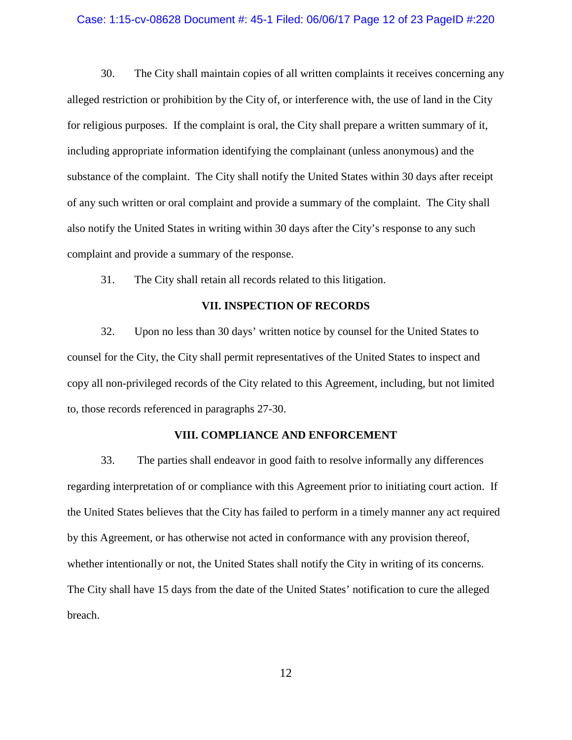30. The City shall maintain copies of all written complaints it receives concerning any alleged restriction or prohibition by the City of, or interference with, the use of land in the City for religious purposes. If the complaint is oral, the City shall prepare a written summary of it, including appropriate information identifying the complainant (unless anonymous) and the substance of the complaint. The City shall notify the United States within 30 days after receipt of any such written or oral complaint and provide a summary of the complaint. The City shall also notify the United States in writing within 30 days after the City's response to any such complaint and provide a summary of the response.

31. The City shall retain all records related to this litigation.

## VII. INSPECTION OF RECORDS

32. Upon no less than 30 days' written notice by counsel for the United States to counsel for the City, the City shall permit representatives of the United States to inspect and copy all non-privileged records of the City related to this Agreement, including, but not limited to, those records referenced in paragraphs 27-30.

## VIII. COMPLIANCE AND ENFORCEMENT

33. The parties shall endeavor in good faith to resolve informally any differences regarding interpretation of or compliance with this Agreement prior to initiating court action. If the United States believes that the City has failed to perform in a timely manner any act required by this Agreement, or has otherwise not acted in conformance with any provision thereof, whether intentionally or not, the United States shall notify the City in writing of its concerns. The City shall have 15 days from the date of the United States' notification to cure the alleged breach.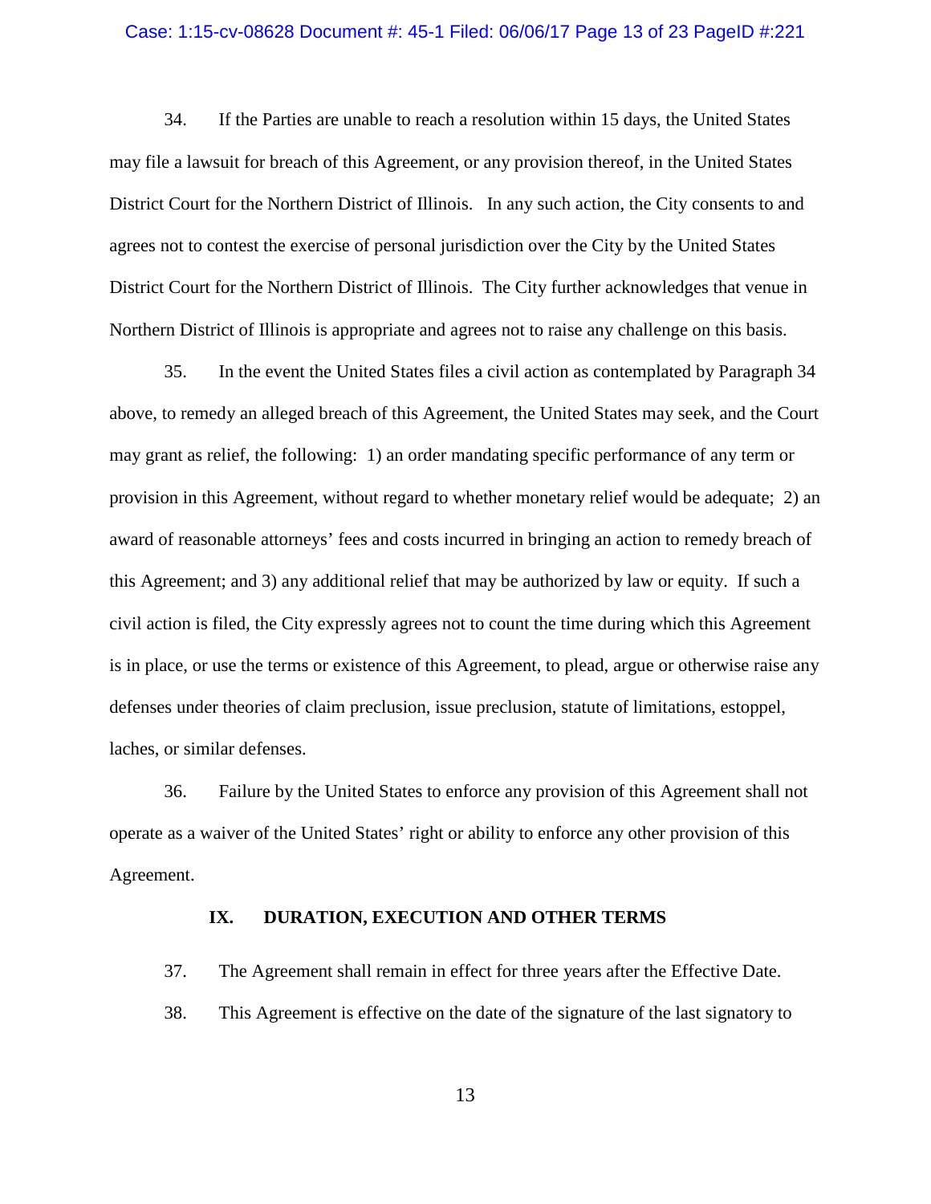34. If the Parties are unable to reach a resolution within 15 days, the United States may file a lawsuit for breach of this Agreement, or any provision thereof, in the United States District Court for the Northern District of Illinois. In any such action, the City consents to and agrees not to contest the exercise of personal jurisdiction over the City by the United States District Court for the Northern District of Illinois. The City further acknowledges that venue in Northern District of Illinois is appropriate and agrees not to raise any challenge on this basis.

35. In the event the United States files a civil action as contemplated by Paragraph 34 above, to remedy an alleged breach of this Agreement, the United States may seek, and the Court may grant as relief, the following: 1) an order mandating specific performance of any term or provision in this Agreement, without regard to whether monetary relief would be adequate; 2) an award of reasonable attorneys' fees and costs incurred in bringing an action to remedy breach of this Agreement; and 3) any additional relief that may be authorized by law or equity. If such a civil action is filed, the City expressly agrees not to count the time during which this Agreement is in place, or use the terms or existence of this Agreement, to plead, argue or otherwise raise any defenses under theories of claim preclusion, issue preclusion, statute of limitations, estoppel, laches, or similar defenses.

36. Failure by the United States to enforce any provision of this Agreement shall not operate as a waiver of the United States' right or ability to enforce any other provision of this Agreement.

## IX. DURATION, EXECUTION AND OTHER TERMS

37. The Agreement shall remain in effect for three years after the Effective Date.

38. This Agreement is effective on the date of the signature of the last signatory to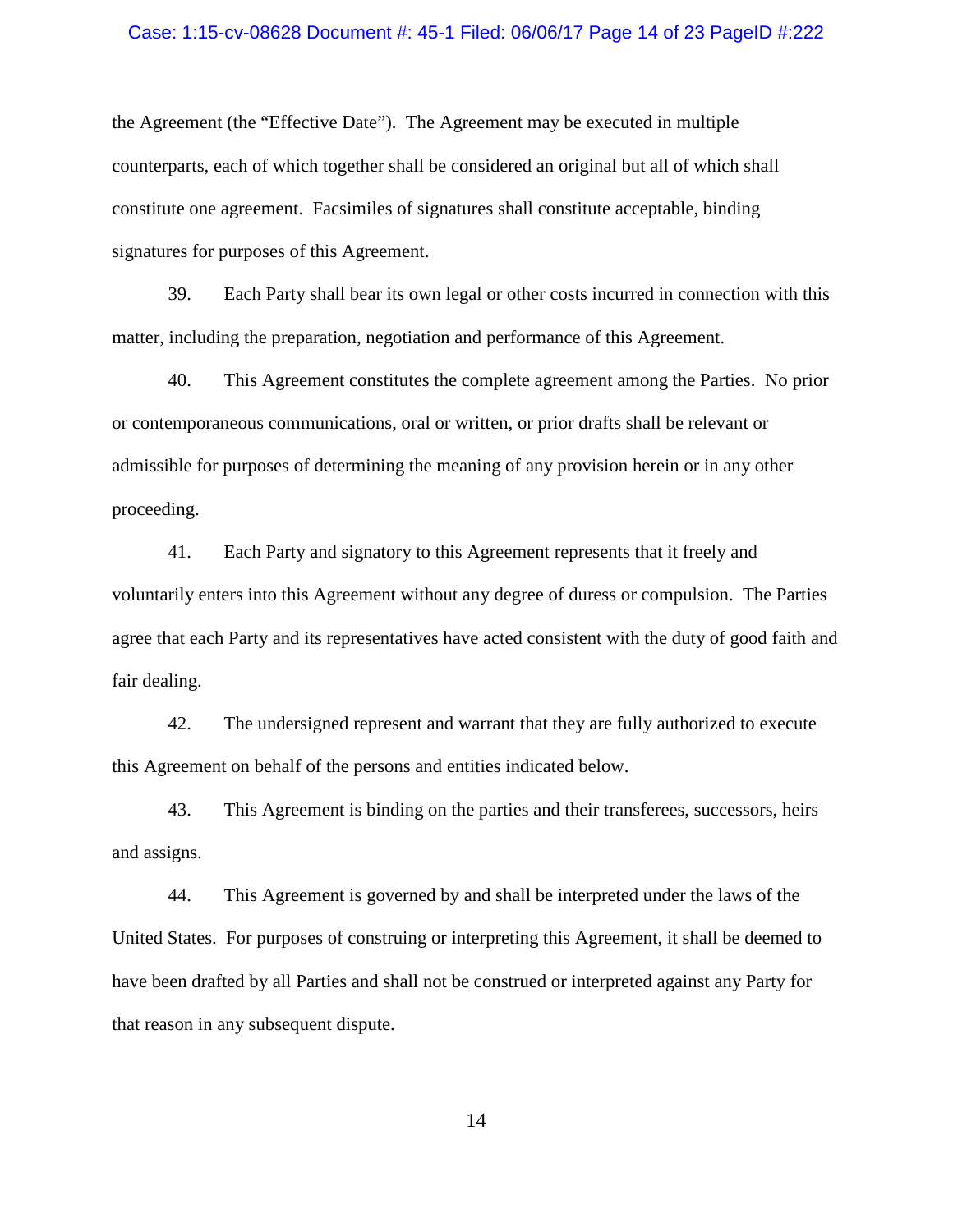the Agreement (the "Effective Date"). The Agreement may be executed in multiple counterparts, each of which together shall be considered an original but all of which shall constitute one agreement. Facsimiles of signatures shall constitute acceptable, binding signatures for purposes of this Agreement.

39. Each Party shall bear its own legal or other costs incurred in connection with this matter, including the preparation, negotiation and performance of this Agreement.

40. This Agreement constitutes the complete agreement among the Parties. No prior or contemporaneous communications, oral or written, or prior drafts shall be relevant or admissible for purposes of determining the meaning of any provision herein or in any other proceeding.

41. Each Party and signatory to this Agreement represents that it freely and voluntarily enters into this Agreement without any degree of duress or compulsion. The Parties agree that each Party and its representatives have acted consistent with the duty of good faith and fair dealing.

42. The undersigned represent and warrant that they are fully authorized to execute this Agreement on behalf of the persons and entities indicated below.

43. This Agreement is binding on the parties and their transferees, successors, heirs and assigns.

44. This Agreement is governed by and shall be interpreted under the laws of the United States. For purposes of construing or interpreting this Agreement, it shall be deemed to have been drafted by all Parties and shall not be construed or interpreted against any Party for that reason in any subsequent dispute.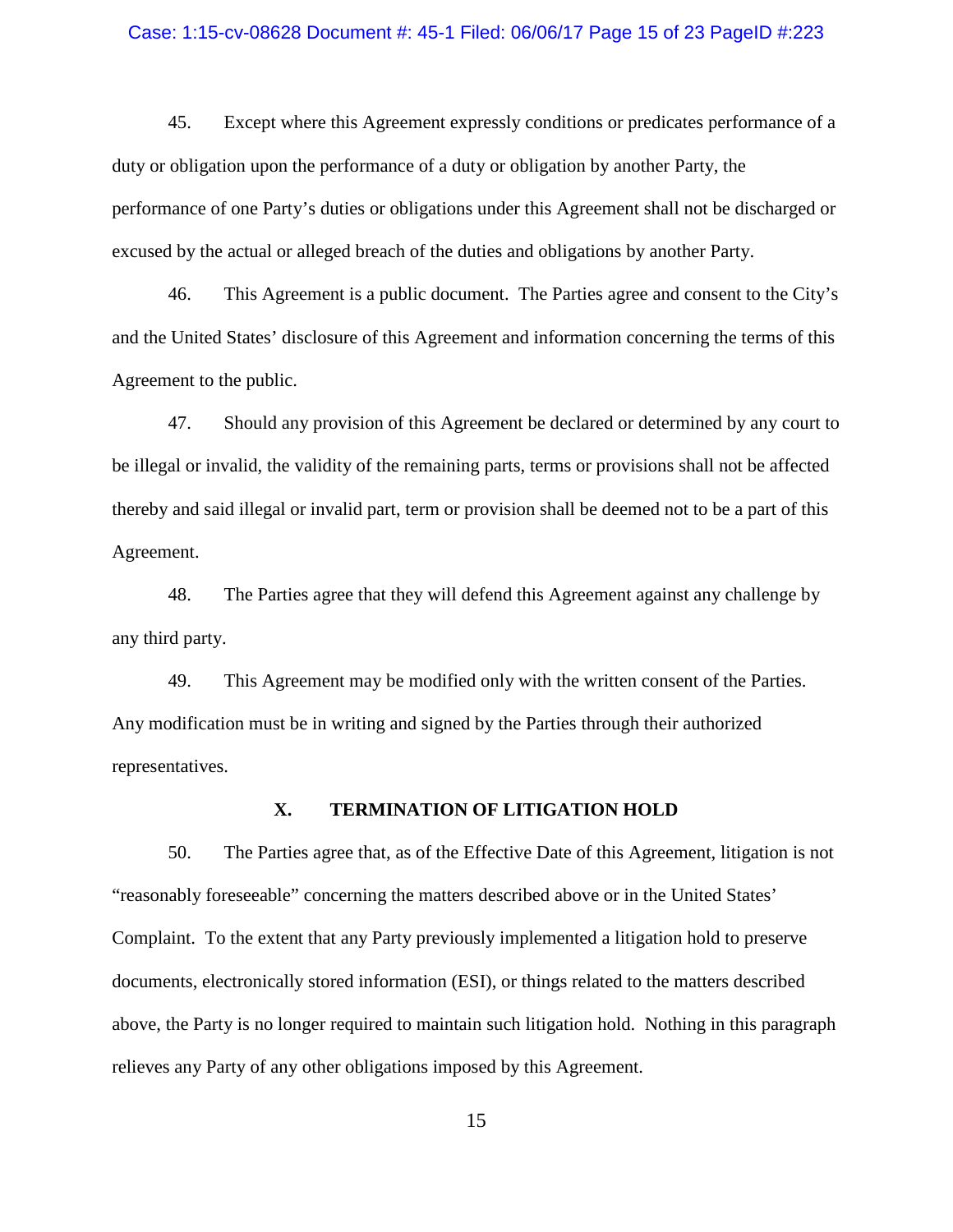45. Except where this Agreement expressly conditions or predicates performance of a duty or obligation upon the performance of a duty or obligation by another Party, the performance of one Party's duties or obligations under this Agreement shall not be discharged or excused by the actual or alleged breach of the duties and obligations by another Party.

46. This Agreement is a public document. The Parties agree and consent to the City's and the United States' disclosure of this Agreement and information concerning the terms of this Agreement to the public.

47. Should any provision of this Agreement be declared or determined by any court to be illegal or invalid, the validity of the remaining parts, terms or provisions shall not be affected thereby and said illegal or invalid part, term or provision shall be deemed not to be a part of this Agreement.

48. The Parties agree that they will defend this Agreement against any challenge by any third party.

49. This Agreement may be modified only with the written consent of the Parties. Any modification must be in writing and signed by the Parties through their authorized representatives.

## X. TERMINATION OF LITIGATION HOLD

50. The Parties agree that, as of the Effective Date of this Agreement, litigation is not "reasonably foreseeable" concerning the matters described above or in the United States' Complaint. To the extent that any Party previously implemented a litigation hold to preserve documents, electronically stored information (ESI), or things related to the matters described above, the Party is no longer required to maintain such litigation hold. Nothing in this paragraph relieves any Party of any other obligations imposed by this Agreement.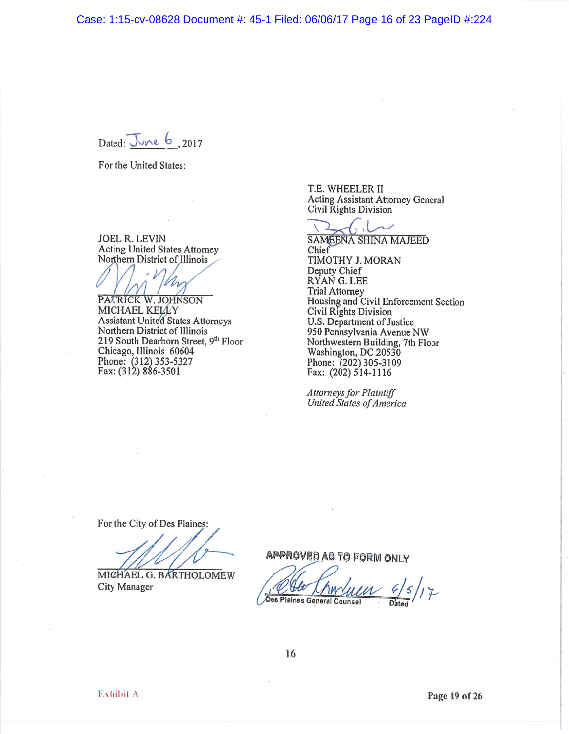Dated: June 6, 2017

For the United States:

JOEL R. LEVIN
Acting United States Attorney
Northern District of Illinois

PATRICK W. JOHNSON
MICHAEL KELLY
Assistant United States Attorneys
Northern District of Illinois
219 South Dearborn Street, 9th Floor
Chicago, Illinois 60604
Phone: (312) 353-5327
Fax: (312) 886-3501

T.E. WHEELER II
Acting Assistant Attorney General
Civil Rights Division

SAMEENA SHINA MAJEED
Chief
TIMOTHY J. MORAN
Deputy Chief
RYAN G. LEE
Trial Attorney
Housing and Civil Enforcement Section
Civil Rights Division
U.S. Department of Justice
950 Pennsylvania Avenue NW
Northwestern Building, 7th Floor
Washington, DC 20530
Phone: (202) 305-3109
Fax: (202) 514-1116

*Attorneys for Plaintiff*
*United States of America*

For the City of Des Plaines:

MICHAEL G. BARTHOLOMEW
City Manager

APPROVED AS TO FORM ONLY

Des Plaines General Counsel — Dated 6/5/17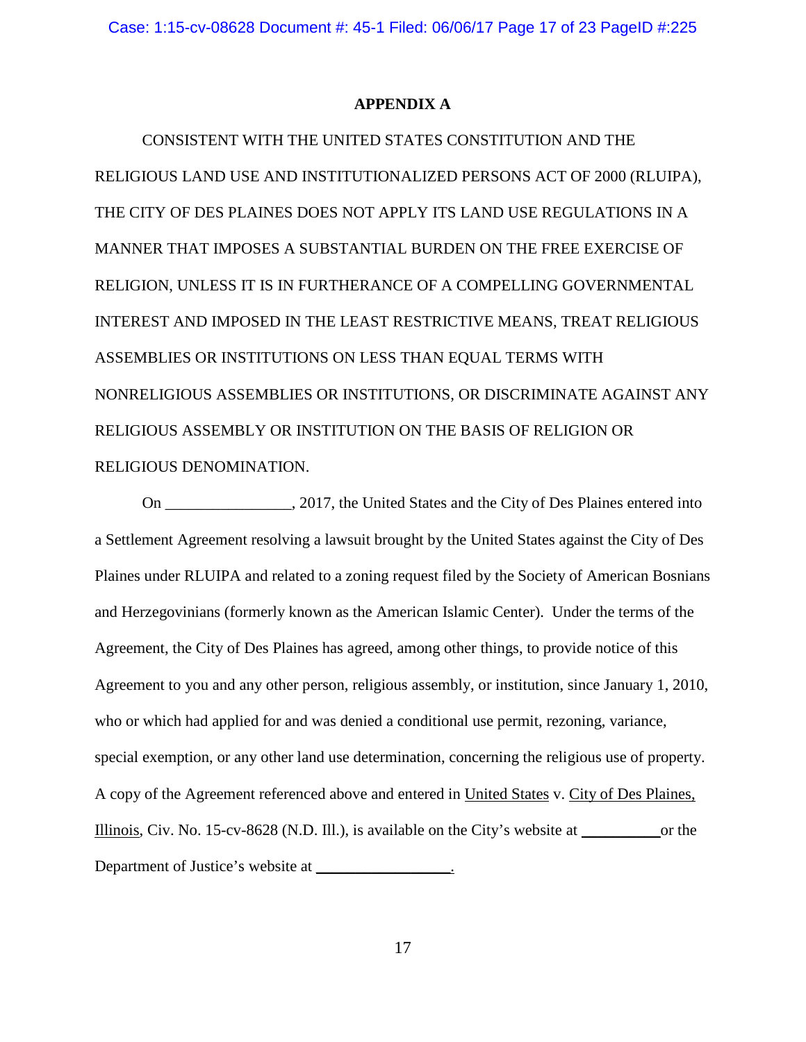# APPENDIX A

CONSISTENT WITH THE UNITED STATES CONSTITUTION AND THE RELIGIOUS LAND USE AND INSTITUTIONALIZED PERSONS ACT OF 2000 (RLUIPA), THE CITY OF DES PLAINES DOES NOT APPLY ITS LAND USE REGULATIONS IN A MANNER THAT IMPOSES A SUBSTANTIAL BURDEN ON THE FREE EXERCISE OF RELIGION, UNLESS IT IS IN FURTHERANCE OF A COMPELLING GOVERNMENTAL INTEREST AND IMPOSED IN THE LEAST RESTRICTIVE MEANS, TREAT RELIGIOUS ASSEMBLIES OR INSTITUTIONS ON LESS THAN EQUAL TERMS WITH NONRELIGIOUS ASSEMBLIES OR INSTITUTIONS, OR DISCRIMINATE AGAINST ANY RELIGIOUS ASSEMBLY OR INSTITUTION ON THE BASIS OF RELIGION OR RELIGIOUS DENOMINATION.

On ________________, 2017, the United States and the City of Des Plaines entered into a Settlement Agreement resolving a lawsuit brought by the United States against the City of Des Plaines under RLUIPA and related to a zoning request filed by the Society of American Bosnians and Herzegovinians (formerly known as the American Islamic Center). Under the terms of the Agreement, the City of Des Plaines has agreed, among other things, to provide notice of this Agreement to you and any other person, religious assembly, or institution, since January 1, 2010, who or which had applied for and was denied a conditional use permit, rezoning, variance, special exemption, or any other land use determination, concerning the religious use of property. A copy of the Agreement referenced above and entered in United States v. City of Des Plaines, Illinois, Civ. No. 15-cv-8628 (N.D. Ill.), is available on the City's website at __________ or the Department of Justice's website at _________________.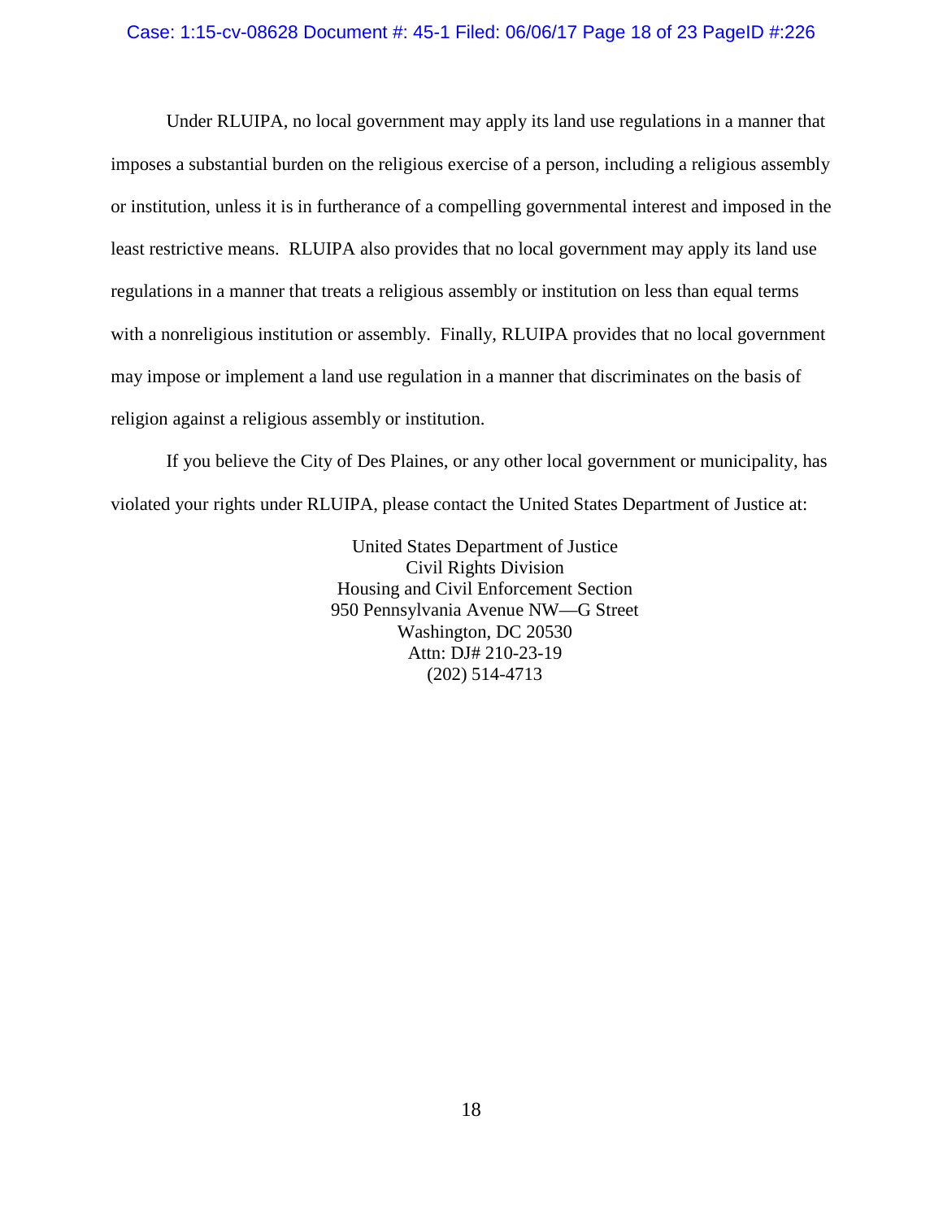Under RLUIPA, no local government may apply its land use regulations in a manner that imposes a substantial burden on the religious exercise of a person, including a religious assembly or institution, unless it is in furtherance of a compelling governmental interest and imposed in the least restrictive means. RLUIPA also provides that no local government may apply its land use regulations in a manner that treats a religious assembly or institution on less than equal terms with a nonreligious institution or assembly. Finally, RLUIPA provides that no local government may impose or implement a land use regulation in a manner that discriminates on the basis of religion against a religious assembly or institution.

If you believe the City of Des Plaines, or any other local government or municipality, has violated your rights under RLUIPA, please contact the United States Department of Justice at:

United States Department of Justice
Civil Rights Division
Housing and Civil Enforcement Section
950 Pennsylvania Avenue NW—G Street
Washington, DC 20530
Attn: DJ# 210-23-19
(202) 514-4713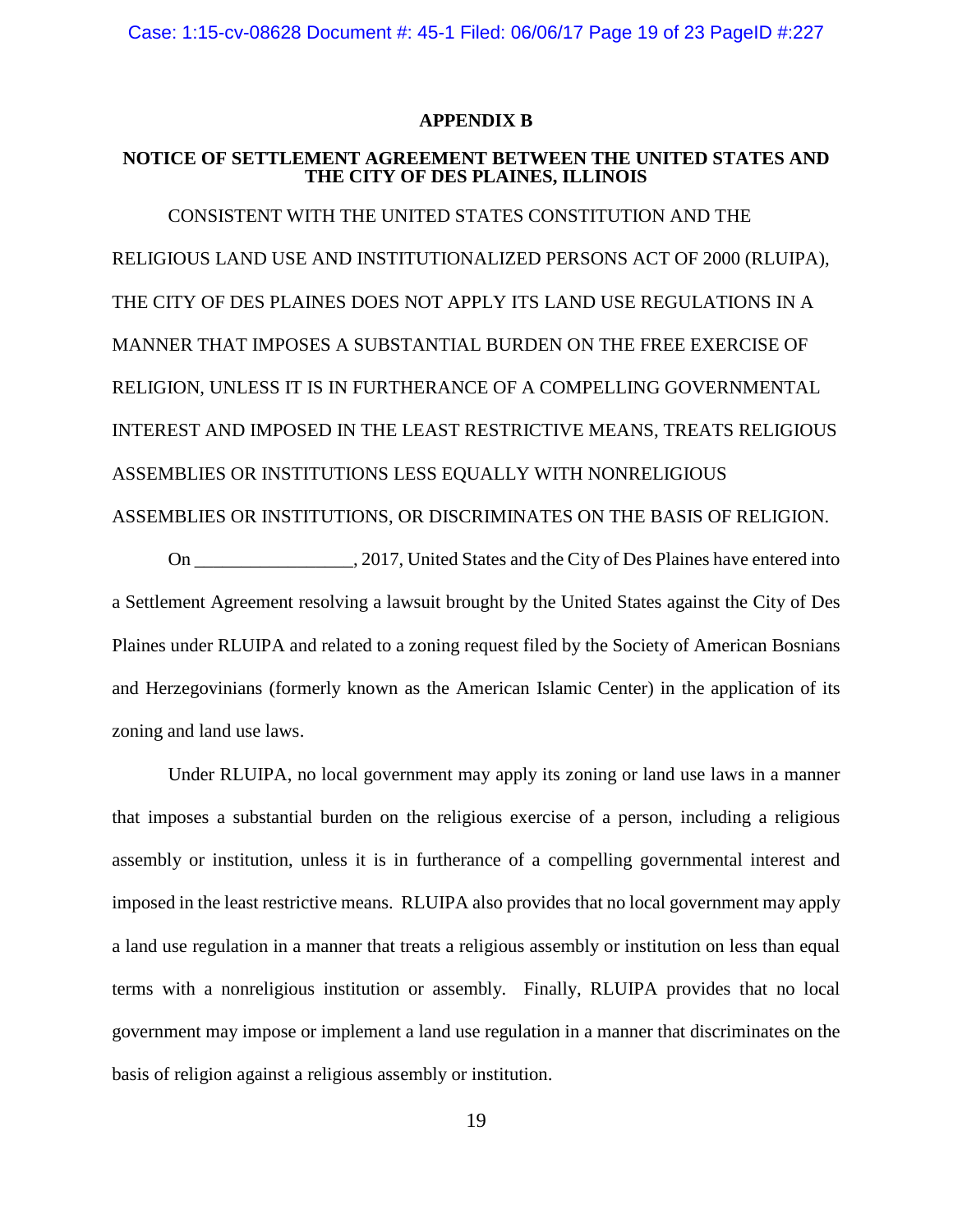**APPENDIX B**

**NOTICE OF SETTLEMENT AGREEMENT BETWEEN THE UNITED STATES AND THE CITY OF DES PLAINES, ILLINOIS**

CONSISTENT WITH THE UNITED STATES CONSTITUTION AND THE RELIGIOUS LAND USE AND INSTITUTIONALIZED PERSONS ACT OF 2000 (RLUIPA), THE CITY OF DES PLAINES DOES NOT APPLY ITS LAND USE REGULATIONS IN A MANNER THAT IMPOSES A SUBSTANTIAL BURDEN ON THE FREE EXERCISE OF RELIGION, UNLESS IT IS IN FURTHERANCE OF A COMPELLING GOVERNMENTAL INTEREST AND IMPOSED IN THE LEAST RESTRICTIVE MEANS, TREATS RELIGIOUS ASSEMBLIES OR INSTITUTIONS LESS EQUALLY WITH NONRELIGIOUS ASSEMBLIES OR INSTITUTIONS, OR DISCRIMINATES ON THE BASIS OF RELIGION.

On _________________, 2017, United States and the City of Des Plaines have entered into a Settlement Agreement resolving a lawsuit brought by the United States against the City of Des Plaines under RLUIPA and related to a zoning request filed by the Society of American Bosnians and Herzegovinians (formerly known as the American Islamic Center) in the application of its zoning and land use laws.

Under RLUIPA, no local government may apply its zoning or land use laws in a manner that imposes a substantial burden on the religious exercise of a person, including a religious assembly or institution, unless it is in furtherance of a compelling governmental interest and imposed in the least restrictive means. RLUIPA also provides that no local government may apply a land use regulation in a manner that treats a religious assembly or institution on less than equal terms with a nonreligious institution or assembly. Finally, RLUIPA provides that no local government may impose or implement a land use regulation in a manner that discriminates on the basis of religion against a religious assembly or institution.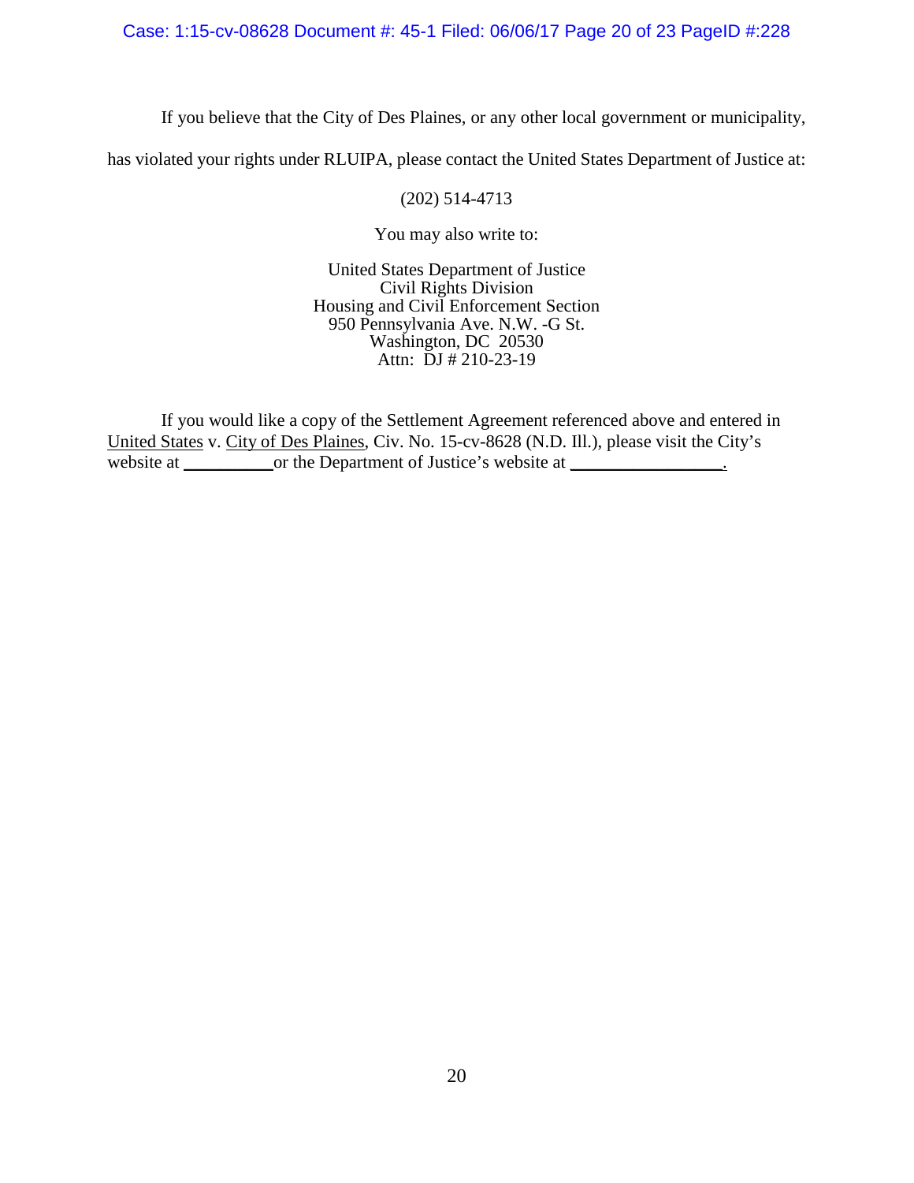If you believe that the City of Des Plaines, or any other local government or municipality, has violated your rights under RLUIPA, please contact the United States Department of Justice at:

(202) 514-4713

You may also write to:

United States Department of Justice
Civil Rights Division
Housing and Civil Enforcement Section
950 Pennsylvania Ave. N.W. -G St.
Washington, DC 20530
Attn: DJ # 210-23-19

If you would like a copy of the Settlement Agreement referenced above and entered in United States v. City of Des Plaines, Civ. No. 15-cv-8628 (N.D. Ill.), please visit the City's website at __________ or the Department of Justice's website at _________________.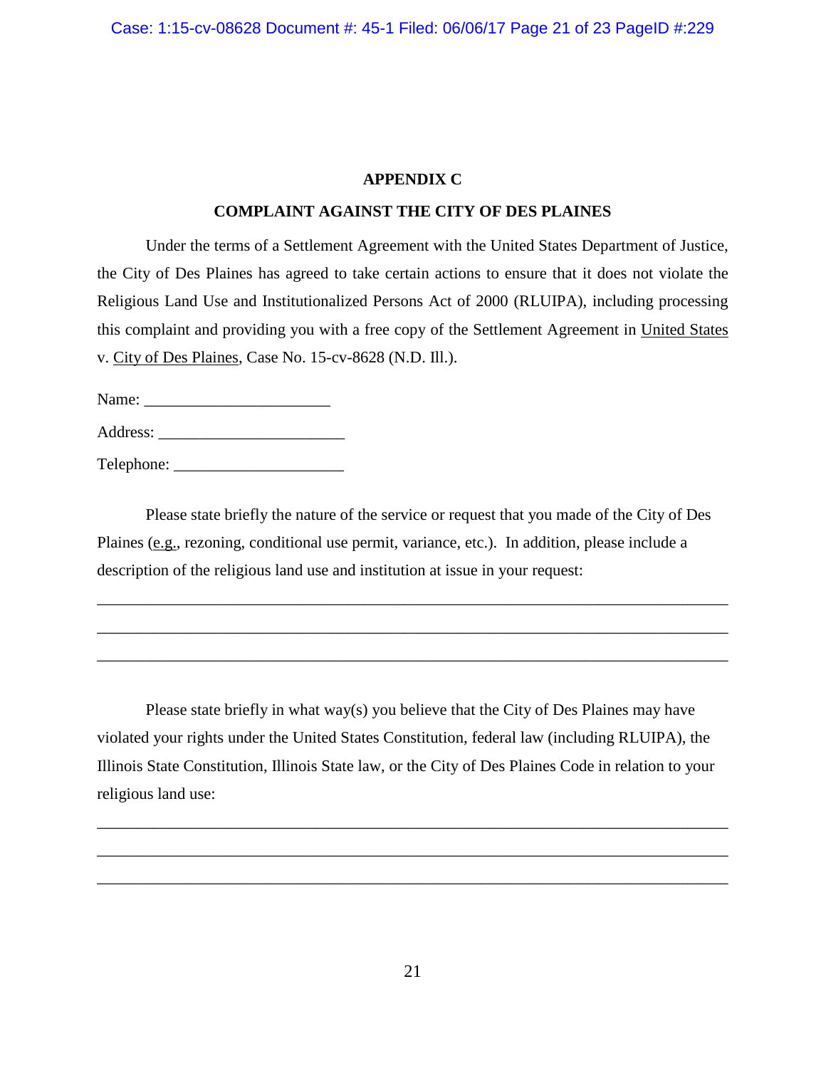**APPENDIX C**

**COMPLAINT AGAINST THE CITY OF DES PLAINES**

Under the terms of a Settlement Agreement with the United States Department of Justice, the City of Des Plaines has agreed to take certain actions to ensure that it does not violate the Religious Land Use and Institutionalized Persons Act of 2000 (RLUIPA), including processing this complaint and providing you with a free copy of the Settlement Agreement in United States v. City of Des Plaines, Case No. 15-cv-8628 (N.D. Ill.).

Name: ______________________

Address: ______________________

Telephone: ____________________

Please state briefly the nature of the service or request that you made of the City of Des Plaines (e.g., rezoning, conditional use permit, variance, etc.). In addition, please include a description of the religious land use and institution at issue in your request:

___________________________________________________________________________

___________________________________________________________________________

___________________________________________________________________________

Please state briefly in what way(s) you believe that the City of Des Plaines may have violated your rights under the United States Constitution, federal law (including RLUIPA), the Illinois State Constitution, Illinois State law, or the City of Des Plaines Code in relation to your religious land use:

___________________________________________________________________________

___________________________________________________________________________

___________________________________________________________________________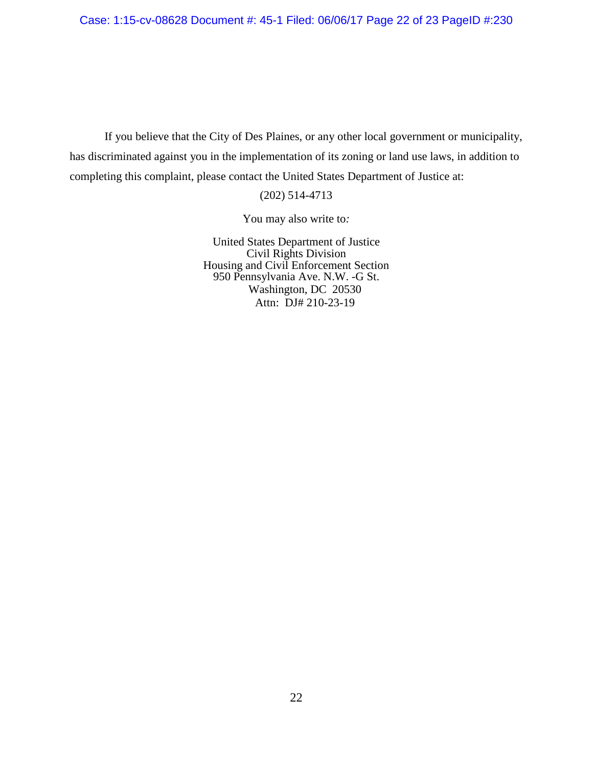If you believe that the City of Des Plaines, or any other local government or municipality, has discriminated against you in the implementation of its zoning or land use laws, in addition to completing this complaint, please contact the United States Department of Justice at:

(202) 514-4713

You may also write to*:*

United States Department of Justice
Civil Rights Division
Housing and Civil Enforcement Section
950 Pennsylvania Ave. N.W. -G St.
Washington, DC 20530
Attn: DJ# 210-23-19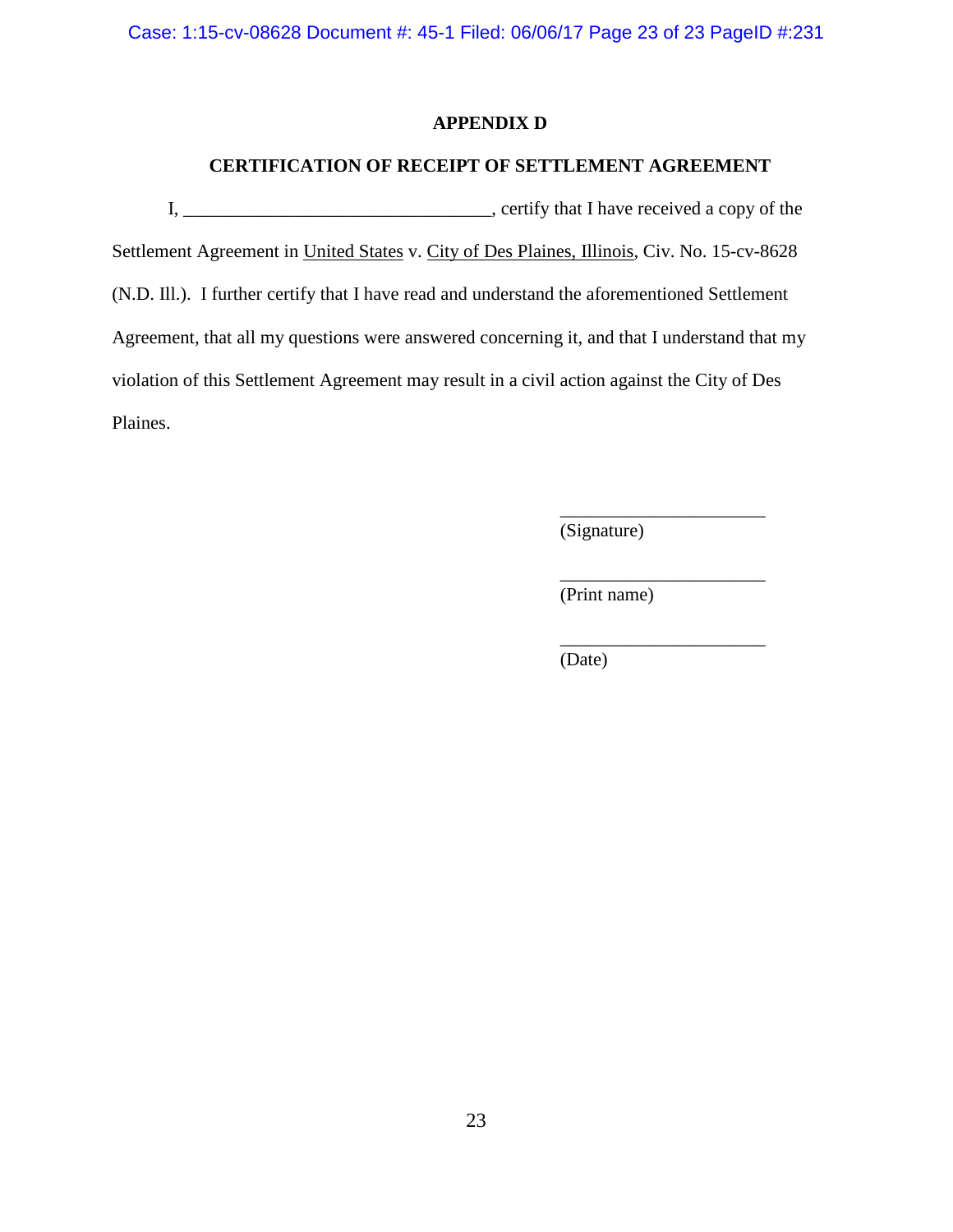## APPENDIX D

## CERTIFICATION OF RECEIPT OF SETTLEMENT AGREEMENT

I, _________________________________, certify that I have received a copy of the Settlement Agreement in United States v. City of Des Plaines, Illinois, Civ. No. 15-cv-8628 (N.D. Ill.). I further certify that I have read and understand the aforementioned Settlement Agreement, that all my questions were answered concerning it, and that I understand that my violation of this Settlement Agreement may result in a civil action against the City of Des Plaines.

______________________
(Signature)

______________________
(Print name)

______________________
(Date)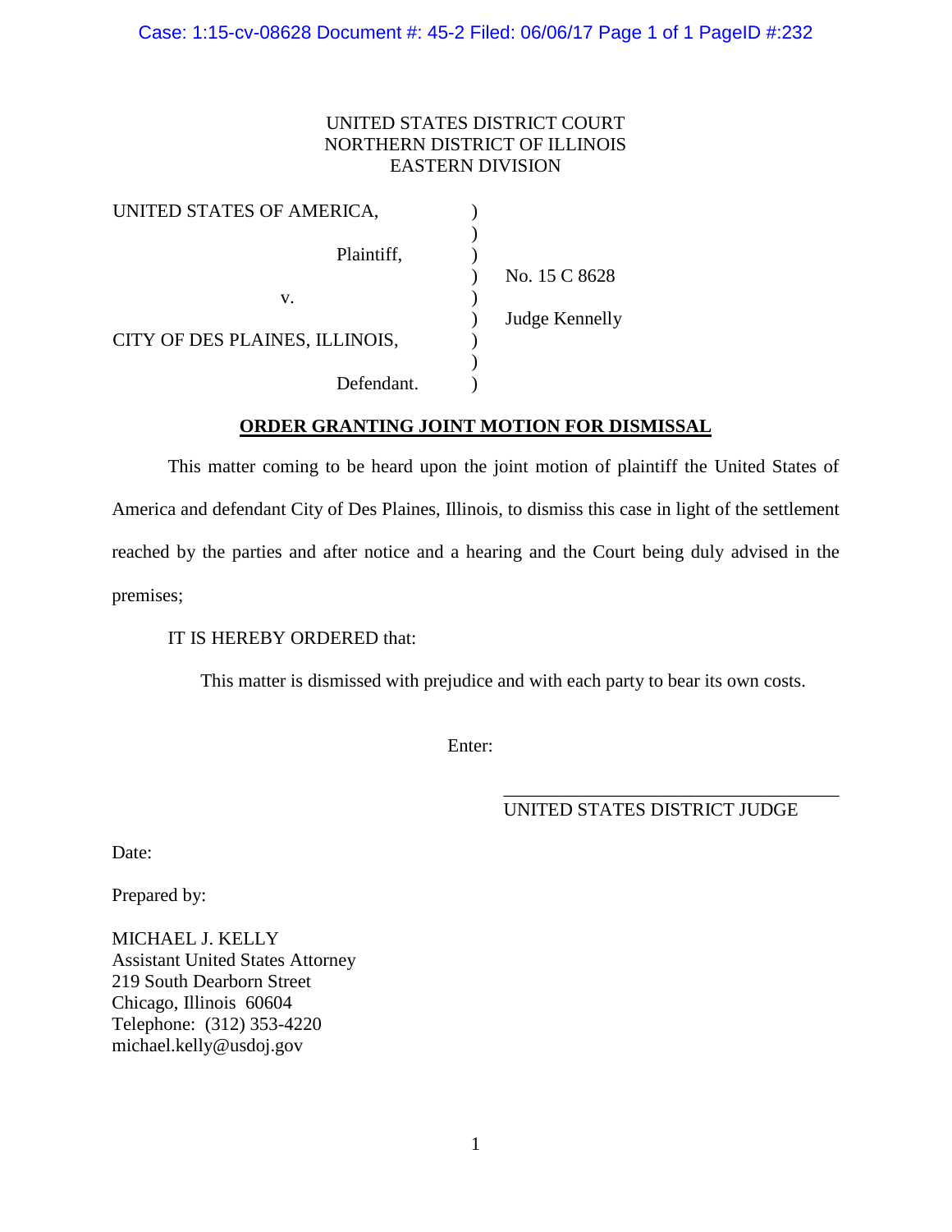UNITED STATES DISTRICT COURT
NORTHERN DISTRICT OF ILLINOIS
EASTERN DIVISION

| | | |
|---|---|---|
| UNITED STATES OF AMERICA, | ) | |
| | ) | |
| Plaintiff, | ) | |
| | ) | No. 15 C 8628 |
| v. | ) | |
| | ) | Judge Kennelly |
| CITY OF DES PLAINES, ILLINOIS, | ) | |
| | ) | |
| Defendant. | ) | |

## ORDER GRANTING JOINT MOTION FOR DISMISSAL

This matter coming to be heard upon the joint motion of plaintiff the United States of America and defendant City of Des Plaines, Illinois, to dismiss this case in light of the settlement reached by the parties and after notice and a hearing and the Court being duly advised in the premises;

IT IS HEREBY ORDERED that:

This matter is dismissed with prejudice and with each party to bear its own costs.

Enter:

\_\_\_\_\_\_\_\_\_\_\_\_\_\_\_\_\_\_\_\_\_\_\_\_\_\_\_\_\_\_\_\_\_\_\_
UNITED STATES DISTRICT JUDGE

Date:

Prepared by:

MICHAEL J. KELLY
Assistant United States Attorney
219 South Dearborn Street
Chicago, Illinois 60604
Telephone: (312) 353-4220
michael.kelly@usdoj.gov